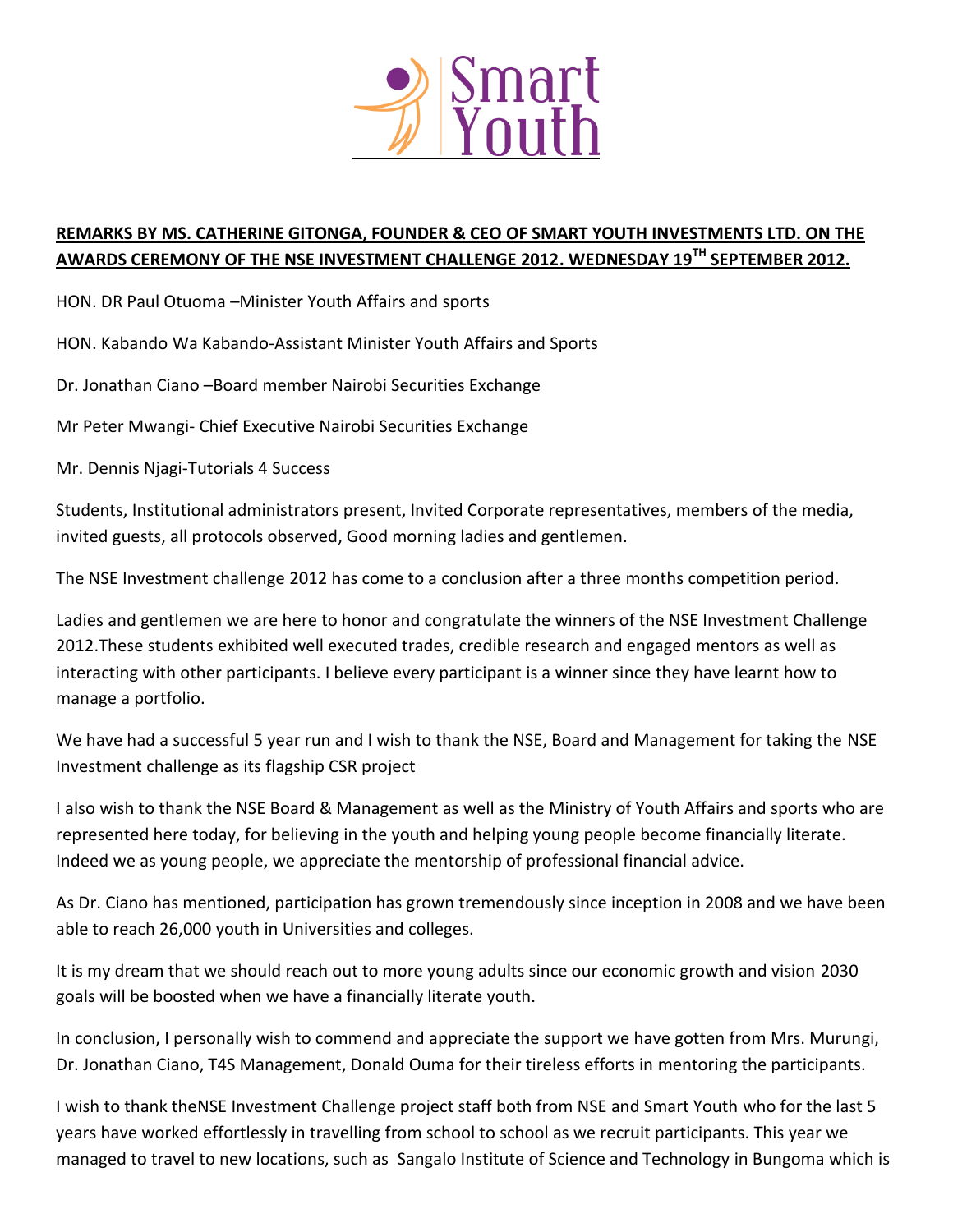Smart Youth

**REMARKS BY MS. CATHERINE GITONGA, FOUNDER & CEO OF SMART YOUTH INVESTMENTS LTD. ON THE AWARDS CEREMONY OF THE NSE INVESTMENT CHALLENGE 2012. WEDNESDAY 19TH SEPTEMBER 2012.**

HON. DR Paul Otuoma –Minister Youth Affairs and sports

HON. Kabando Wa Kabando-Assistant Minister Youth Affairs and Sports

Dr. Jonathan Ciano –Board member Nairobi Securities Exchange

Mr Peter Mwangi- Chief Executive Nairobi Securities Exchange

Mr. Dennis Njagi-Tutorials 4 Success

Students, Institutional administrators present, Invited Corporate representatives, members of the media, invited guests, all protocols observed, Good morning ladies and gentlemen.

The NSE Investment challenge 2012 has come to a conclusion after a three months competition period.

Ladies and gentlemen we are here to honor and congratulate the winners of the NSE Investment Challenge 2012.These students exhibited well executed trades, credible research and engaged mentors as well as interacting with other participants. I believe every participant is a winner since they have learnt how to manage a portfolio.

We have had a successful 5 year run and I wish to thank the NSE, Board and Management for taking the NSE Investment challenge as its flagship CSR project

I also wish to thank the NSE Board & Management as well as the Ministry of Youth Affairs and sports who are represented here today, for believing in the youth and helping young people become financially literate. Indeed we as young people, we appreciate the mentorship of professional financial advice.

As Dr. Ciano has mentioned, participation has grown tremendously since inception in 2008 and we have been able to reach 26,000 youth in Universities and colleges.

It is my dream that we should reach out to more young adults since our economic growth and vision 2030 goals will be boosted when we have a financially literate youth.

In conclusion, I personally wish to commend and appreciate the support we have gotten from Mrs. Murungi, Dr. Jonathan Ciano, T4S Management, Donald Ouma for their tireless efforts in mentoring the participants.

I wish to thank theNSE Investment Challenge project staff both from NSE and Smart Youth who for the last 5 years have worked effortlessly in travelling from school to school as we recruit participants. This year we managed to travel to new locations, such as Sangalo Institute of Science and Technology in Bungoma which is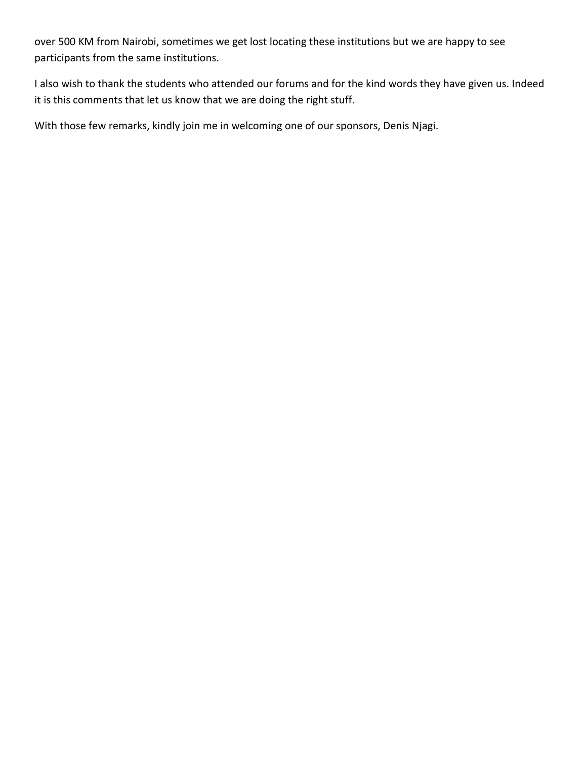over 500 KM from Nairobi, sometimes we get lost locating these institutions but we are happy to see participants from the same institutions.

I also wish to thank the students who attended our forums and for the kind words they have given us. Indeed it is this comments that let us know that we are doing the right stuff.

With those few remarks, kindly join me in welcoming one of our sponsors, Denis Njagi.